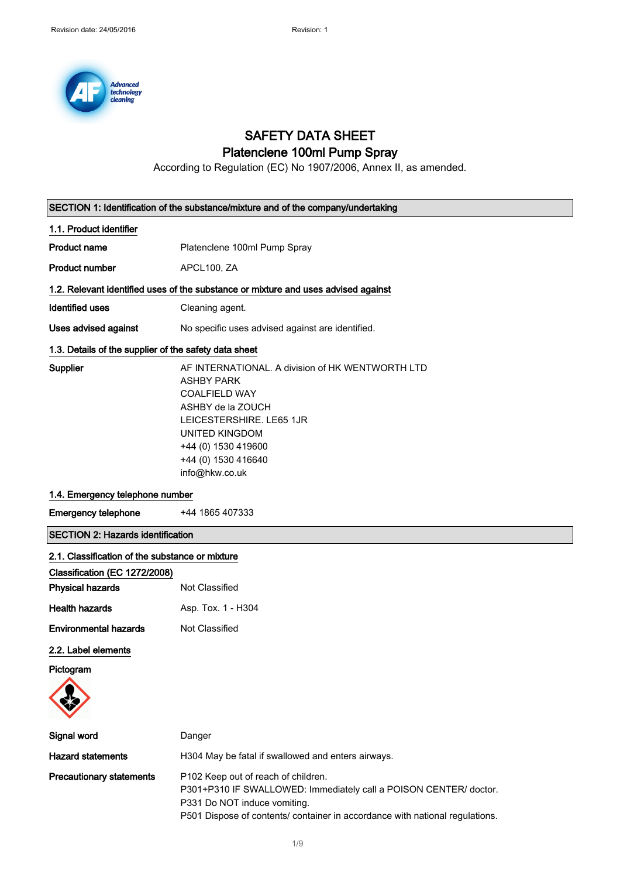# SAFETY DATA SHEET

## Platenclene 100ml Pump Spray

According to Regulation (EC) No 1907/2006, Annex II, as amended.

## SECTION 1: Identification of the substance/mixture and of the company/undertaking

### 1.1. Product identifier

**Product name** Platenclene 100ml Pump Spray

**Product number** APCL100, ZA

### 1.2. Relevant identified uses of the substance or mixture and uses advised against

**Identified uses** Cleaning agent.

**Uses advised against** No specific uses advised against are identified.

### 1.3. Details of the supplier of the safety data sheet

**Supplier**
AF INTERNATIONAL. A division of HK WENTWORTH LTD
ASHBY PARK
COALFIELD WAY
ASHBY de la ZOUCH
LEICESTERSHIRE. LE65 1JR
UNITED KINGDOM
+44 (0) 1530 419600
+44 (0) 1530 416640
info@hkw.co.uk

### 1.4. Emergency telephone number

**Emergency telephone** +44 1865 407333

## SECTION 2: Hazards identification

### 2.1. Classification of the substance or mixture

**Classification (EC 1272/2008)**

**Physical hazards** Not Classified

**Health hazards** Asp. Tox. 1 - H304

**Environmental hazards** Not Classified

### 2.2. Label elements

**Pictogram**

**Signal word** Danger

**Hazard statements** H304 May be fatal if swallowed and enters airways.

**Precautionary statements**
P102 Keep out of reach of children.
P301+P310 IF SWALLOWED: Immediately call a POISON CENTER/ doctor.
P331 Do NOT induce vomiting.
P501 Dispose of contents/ container in accordance with national regulations.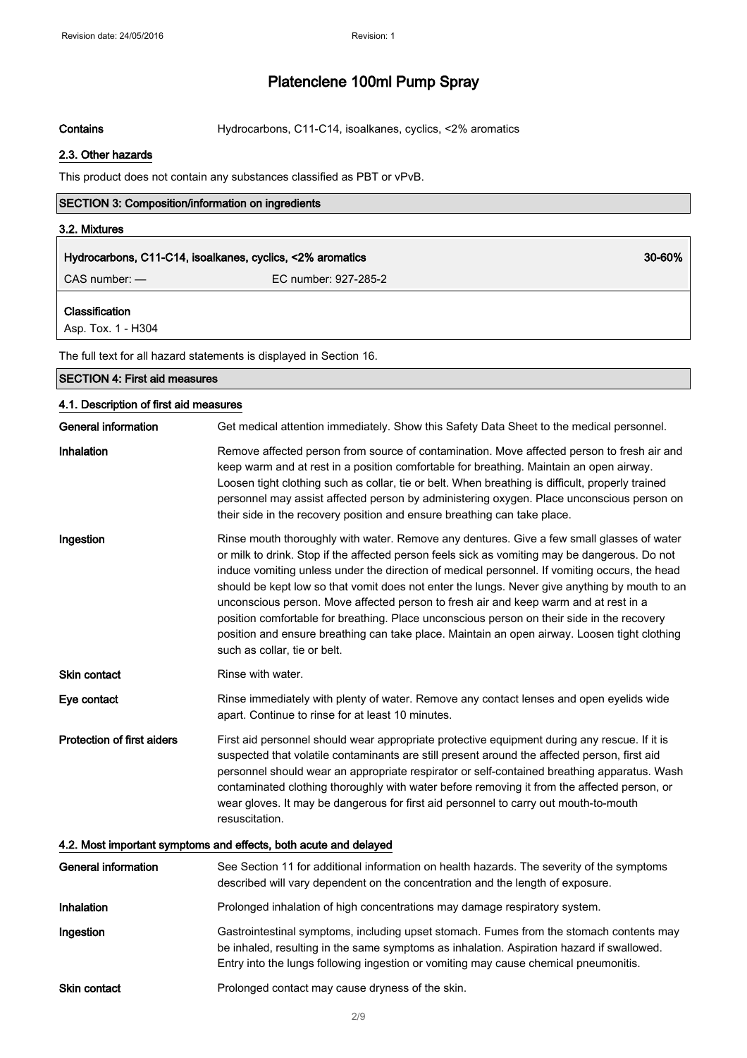**Contains** Hydrocarbons, C11-C14, isoalkanes, cyclics, <2% aromatics

### 2.3. Other hazards

This product does not contain any substances classified as PBT or vPvB.

## SECTION 3: Composition/information on ingredients

### 3.2. Mixtures

| Hydrocarbons, C11-C14, isoalkanes, cyclics, <2% aromatics | | 30-60% |
|---|---|---|
| CAS number: — | EC number: 927-285-2 | |

**Classification**
Asp. Tox. 1 - H304

The full text for all hazard statements is displayed in Section 16.

## SECTION 4: First aid measures

### 4.1. Description of first aid measures

**General information** Get medical attention immediately. Show this Safety Data Sheet to the medical personnel.

**Inhalation** Remove affected person from source of contamination. Move affected person to fresh air and keep warm and at rest in a position comfortable for breathing. Maintain an open airway. Loosen tight clothing such as collar, tie or belt. When breathing is difficult, properly trained personnel may assist affected person by administering oxygen. Place unconscious person on their side in the recovery position and ensure breathing can take place.

**Ingestion** Rinse mouth thoroughly with water. Remove any dentures. Give a few small glasses of water or milk to drink. Stop if the affected person feels sick as vomiting may be dangerous. Do not induce vomiting unless under the direction of medical personnel. If vomiting occurs, the head should be kept low so that vomit does not enter the lungs. Never give anything by mouth to an unconscious person. Move affected person to fresh air and keep warm and at rest in a position comfortable for breathing. Place unconscious person on their side in the recovery position and ensure breathing can take place. Maintain an open airway. Loosen tight clothing such as collar, tie or belt.

**Skin contact** Rinse with water.

**Eye contact** Rinse immediately with plenty of water. Remove any contact lenses and open eyelids wide apart. Continue to rinse for at least 10 minutes.

**Protection of first aiders** First aid personnel should wear appropriate protective equipment during any rescue. If it is suspected that volatile contaminants are still present around the affected person, first aid personnel should wear an appropriate respirator or self-contained breathing apparatus. Wash contaminated clothing thoroughly with water before removing it from the affected person, or wear gloves. It may be dangerous for first aid personnel to carry out mouth-to-mouth resuscitation.

### 4.2. Most important symptoms and effects, both acute and delayed

**General information** See Section 11 for additional information on health hazards. The severity of the symptoms described will vary dependent on the concentration and the length of exposure.

**Inhalation** Prolonged inhalation of high concentrations may damage respiratory system.

**Ingestion** Gastrointestinal symptoms, including upset stomach. Fumes from the stomach contents may be inhaled, resulting in the same symptoms as inhalation. Aspiration hazard if swallowed. Entry into the lungs following ingestion or vomiting may cause chemical pneumonitis.

**Skin contact** Prolonged contact may cause dryness of the skin.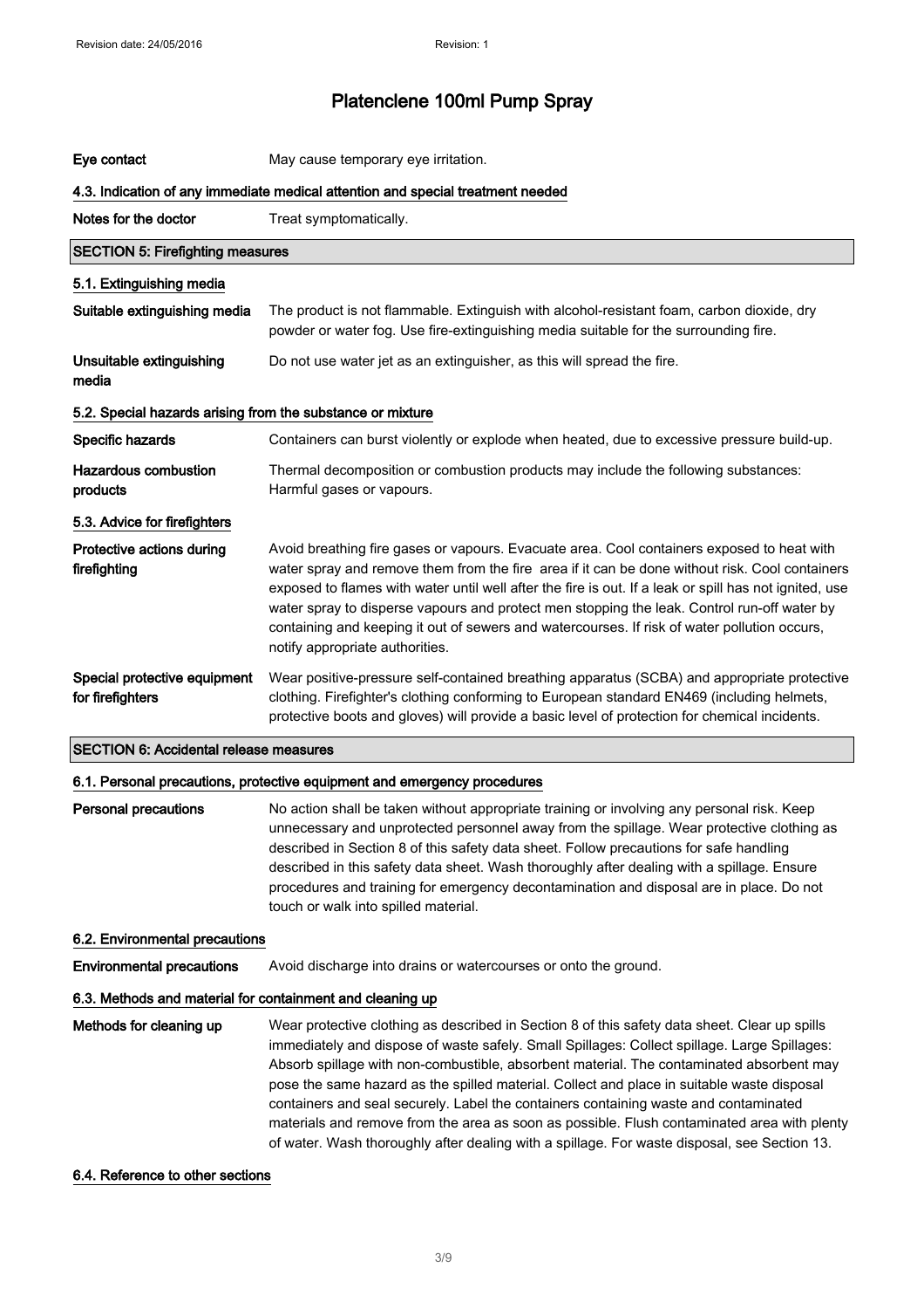**Eye contact** May cause temporary eye irritation.

### 4.3. Indication of any immediate medical attention and special treatment needed

**Notes for the doctor** Treat symptomatically.

## SECTION 5: Firefighting measures

### 5.1. Extinguishing media

**Suitable extinguishing media** The product is not flammable. Extinguish with alcohol-resistant foam, carbon dioxide, dry powder or water fog. Use fire-extinguishing media suitable for the surrounding fire.

**Unsuitable extinguishing media** Do not use water jet as an extinguisher, as this will spread the fire.

### 5.2. Special hazards arising from the substance or mixture

**Specific hazards** Containers can burst violently or explode when heated, due to excessive pressure build-up.

**Hazardous combustion products** Thermal decomposition or combustion products may include the following substances: Harmful gases or vapours.

### 5.3. Advice for firefighters

**Protective actions during firefighting** Avoid breathing fire gases or vapours. Evacuate area. Cool containers exposed to heat with water spray and remove them from the fire area if it can be done without risk. Cool containers exposed to flames with water until well after the fire is out. If a leak or spill has not ignited, use water spray to disperse vapours and protect men stopping the leak. Control run-off water by containing and keeping it out of sewers and watercourses. If risk of water pollution occurs, notify appropriate authorities.

**Special protective equipment for firefighters** Wear positive-pressure self-contained breathing apparatus (SCBA) and appropriate protective clothing. Firefighter's clothing conforming to European standard EN469 (including helmets, protective boots and gloves) will provide a basic level of protection for chemical incidents.

## SECTION 6: Accidental release measures

### 6.1. Personal precautions, protective equipment and emergency procedures

**Personal precautions** No action shall be taken without appropriate training or involving any personal risk. Keep unnecessary and unprotected personnel away from the spillage. Wear protective clothing as described in Section 8 of this safety data sheet. Follow precautions for safe handling described in this safety data sheet. Wash thoroughly after dealing with a spillage. Ensure procedures and training for emergency decontamination and disposal are in place. Do not touch or walk into spilled material.

### 6.2. Environmental precautions

**Environmental precautions** Avoid discharge into drains or watercourses or onto the ground.

### 6.3. Methods and material for containment and cleaning up

**Methods for cleaning up** Wear protective clothing as described in Section 8 of this safety data sheet. Clear up spills immediately and dispose of waste safely. Small Spillages: Collect spillage. Large Spillages: Absorb spillage with non-combustible, absorbent material. The contaminated absorbent may pose the same hazard as the spilled material. Collect and place in suitable waste disposal containers and seal securely. Label the containers containing waste and contaminated materials and remove from the area as soon as possible. Flush contaminated area with plenty of water. Wash thoroughly after dealing with a spillage. For waste disposal, see Section 13.

### 6.4. Reference to other sections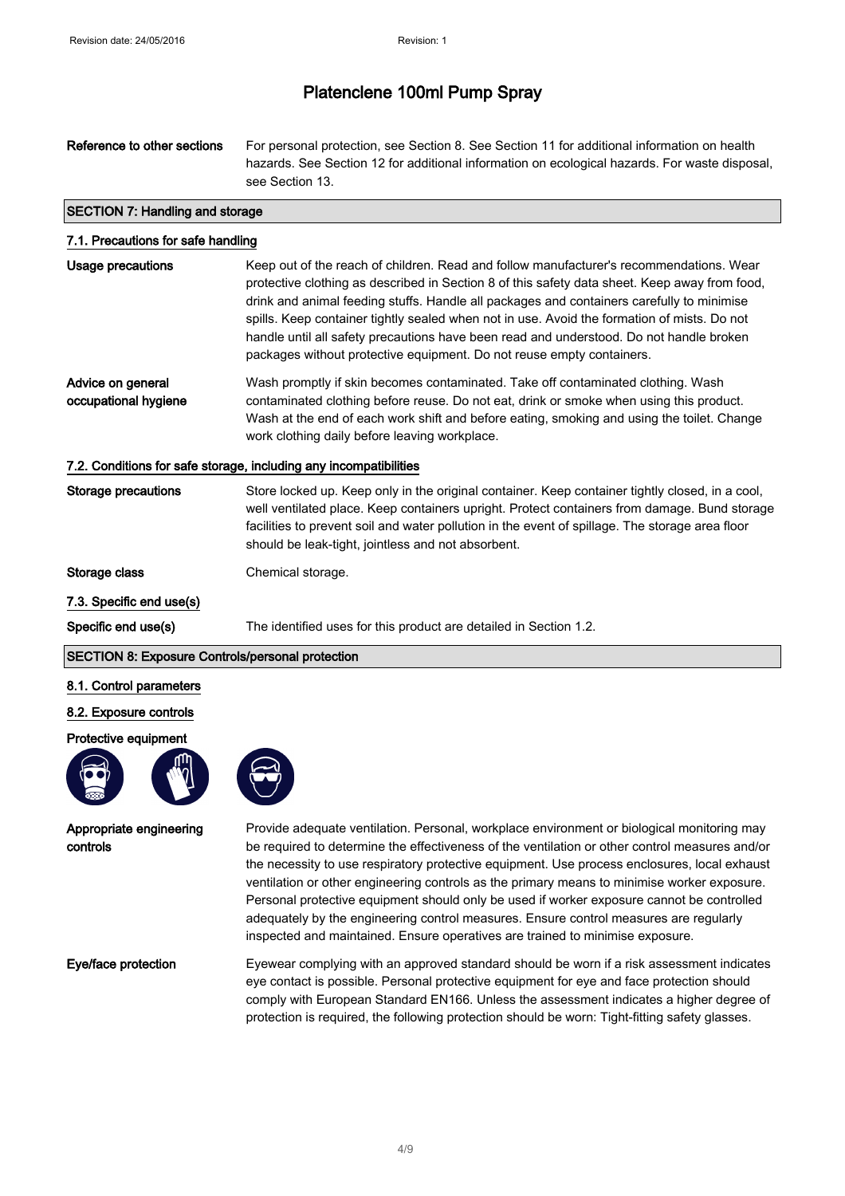| | |
|---|---|
| **Reference to other sections** | For personal protection, see Section 8. See Section 11 for additional information on health hazards. See Section 12 for additional information on ecological hazards. For waste disposal, see Section 13. |

## SECTION 7: Handling and storage

### 7.1. Precautions for safe handling

| | |
|---|---|
| **Usage precautions** | Keep out of the reach of children. Read and follow manufacturer's recommendations. Wear protective clothing as described in Section 8 of this safety data sheet. Keep away from food, drink and animal feeding stuffs. Handle all packages and containers carefully to minimise spills. Keep container tightly sealed when not in use. Avoid the formation of mists. Do not handle until all safety precautions have been read and understood. Do not handle broken packages without protective equipment. Do not reuse empty containers. |
| **Advice on general occupational hygiene** | Wash promptly if skin becomes contaminated. Take off contaminated clothing. Wash contaminated clothing before reuse. Do not eat, drink or smoke when using this product. Wash at the end of each work shift and before eating, smoking and using the toilet. Change work clothing daily before leaving workplace. |

### 7.2. Conditions for safe storage, including any incompatibilities

| | |
|---|---|
| **Storage precautions** | Store locked up. Keep only in the original container. Keep container tightly closed, in a cool, well ventilated place. Keep containers upright. Protect containers from damage. Bund storage facilities to prevent soil and water pollution in the event of spillage. The storage area floor should be leak-tight, jointless and not absorbent. |
| **Storage class** | Chemical storage. |

### 7.3. Specific end use(s)

| | |
|---|---|
| **Specific end use(s)** | The identified uses for this product are detailed in Section 1.2. |

## SECTION 8: Exposure Controls/personal protection

### 8.1. Control parameters

### 8.2. Exposure controls

**Protective equipment**

| | |
|---|---|
| **Appropriate engineering controls** | Provide adequate ventilation. Personal, workplace environment or biological monitoring may be required to determine the effectiveness of the ventilation or other control measures and/or the necessity to use respiratory protective equipment. Use process enclosures, local exhaust ventilation or other engineering controls as the primary means to minimise worker exposure. Personal protective equipment should only be used if worker exposure cannot be controlled adequately by the engineering control measures. Ensure control measures are regularly inspected and maintained. Ensure operatives are trained to minimise exposure. |
| **Eye/face protection** | Eyewear complying with an approved standard should be worn if a risk assessment indicates eye contact is possible. Personal protective equipment for eye and face protection should comply with European Standard EN166. Unless the assessment indicates a higher degree of protection is required, the following protection should be worn: Tight-fitting safety glasses. |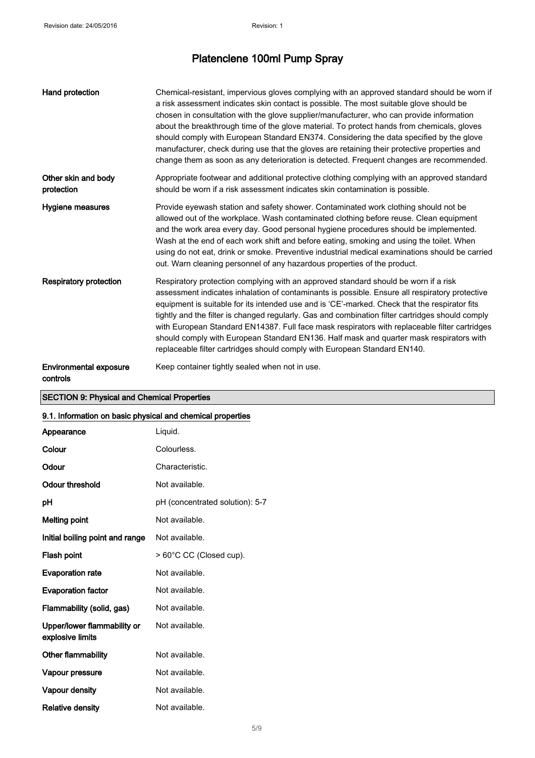# Platenclene 100ml Pump Spray

| | |
|---|---|
| **Hand protection** | Chemical-resistant, impervious gloves complying with an approved standard should be worn if a risk assessment indicates skin contact is possible. The most suitable glove should be chosen in consultation with the glove supplier/manufacturer, who can provide information about the breakthrough time of the glove material. To protect hands from chemicals, gloves should comply with European Standard EN374. Considering the data specified by the glove manufacturer, check during use that the gloves are retaining their protective properties and change them as soon as any deterioration is detected. Frequent changes are recommended. |
| **Other skin and body protection** | Appropriate footwear and additional protective clothing complying with an approved standard should be worn if a risk assessment indicates skin contamination is possible. |
| **Hygiene measures** | Provide eyewash station and safety shower. Contaminated work clothing should not be allowed out of the workplace. Wash contaminated clothing before reuse. Clean equipment and the work area every day. Good personal hygiene procedures should be implemented. Wash at the end of each work shift and before eating, smoking and using the toilet. When using do not eat, drink or smoke. Preventive industrial medical examinations should be carried out. Warn cleaning personnel of any hazardous properties of the product. |
| **Respiratory protection** | Respiratory protection complying with an approved standard should be worn if a risk assessment indicates inhalation of contaminants is possible. Ensure all respiratory protective equipment is suitable for its intended use and is 'CE'-marked. Check that the respirator fits tightly and the filter is changed regularly. Gas and combination filter cartridges should comply with European Standard EN14387. Full face mask respirators with replaceable filter cartridges should comply with European Standard EN136. Half mask and quarter mask respirators with replaceable filter cartridges should comply with European Standard EN140. |
| **Environmental exposure controls** | Keep container tightly sealed when not in use. |

## SECTION 9: Physical and Chemical Properties

### 9.1. Information on basic physical and chemical properties

| | |
|---|---|
| **Appearance** | Liquid. |
| **Colour** | Colourless. |
| **Odour** | Characteristic. |
| **Odour threshold** | Not available. |
| **pH** | pH (concentrated solution): 5-7 |
| **Melting point** | Not available. |
| **Initial boiling point and range** | Not available. |
| **Flash point** | > 60°C CC (Closed cup). |
| **Evaporation rate** | Not available. |
| **Evaporation factor** | Not available. |
| **Flammability (solid, gas)** | Not available. |
| **Upper/lower flammability or explosive limits** | Not available. |
| **Other flammability** | Not available. |
| **Vapour pressure** | Not available. |
| **Vapour density** | Not available. |
| **Relative density** | Not available. |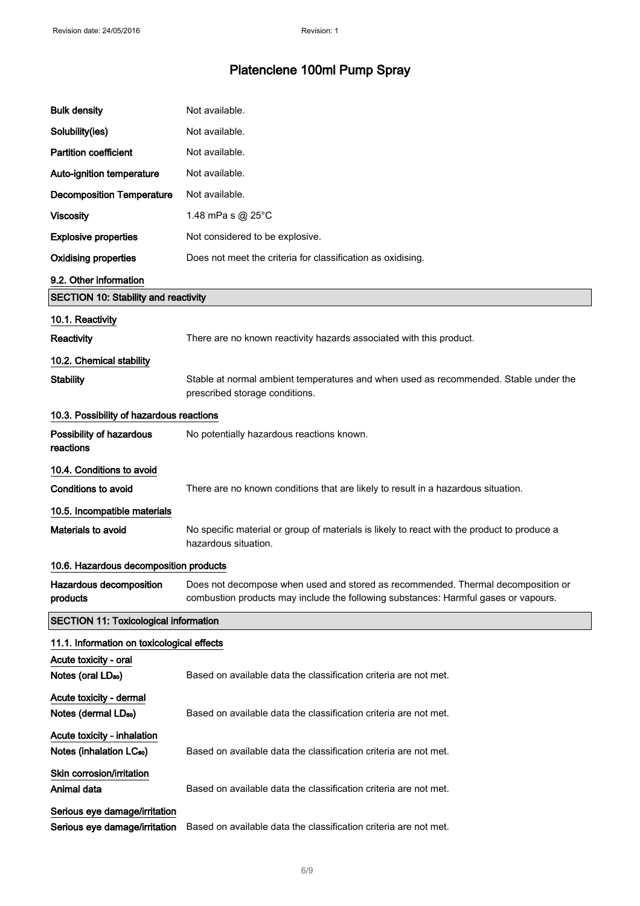| | |
|---|---|
| **Bulk density** | Not available. |
| **Solubility(ies)** | Not available. |
| **Partition coefficient** | Not available. |
| **Auto-ignition temperature** | Not available. |
| **Decomposition Temperature** | Not available. |
| **Viscosity** | 1.48 mPa s @ 25°C |
| **Explosive properties** | Not considered to be explosive. |
| **Oxidising properties** | Does not meet the criteria for classification as oxidising. |

### 9.2. Other information

## SECTION 10: Stability and reactivity

### 10.1. Reactivity

**Reactivity** There are no known reactivity hazards associated with this product.

### 10.2. Chemical stability

**Stability** Stable at normal ambient temperatures and when used as recommended. Stable under the prescribed storage conditions.

### 10.3. Possibility of hazardous reactions

**Possibility of hazardous reactions** No potentially hazardous reactions known.

### 10.4. Conditions to avoid

**Conditions to avoid** There are no known conditions that are likely to result in a hazardous situation.

### 10.5. Incompatible materials

**Materials to avoid** No specific material or group of materials is likely to react with the product to produce a hazardous situation.

### 10.6. Hazardous decomposition products

**Hazardous decomposition products** Does not decompose when used and stored as recommended. Thermal decomposition or combustion products may include the following substances: Harmful gases or vapours.

## SECTION 11: Toxicological information

### 11.1. Information on toxicological effects

**Acute toxicity - oral**

**Notes (oral $LD_{50}$)** Based on available data the classification criteria are not met.

**Acute toxicity - dermal**

**Notes (dermal $LD_{50}$)** Based on available data the classification criteria are not met.

**Acute toxicity - inhalation**

**Notes (inhalation $LC_{50}$)** Based on available data the classification criteria are not met.

**Skin corrosion/irritation**

**Animal data** Based on available data the classification criteria are not met.

**Serious eye damage/irritation**

**Serious eye damage/irritation** Based on available data the classification criteria are not met.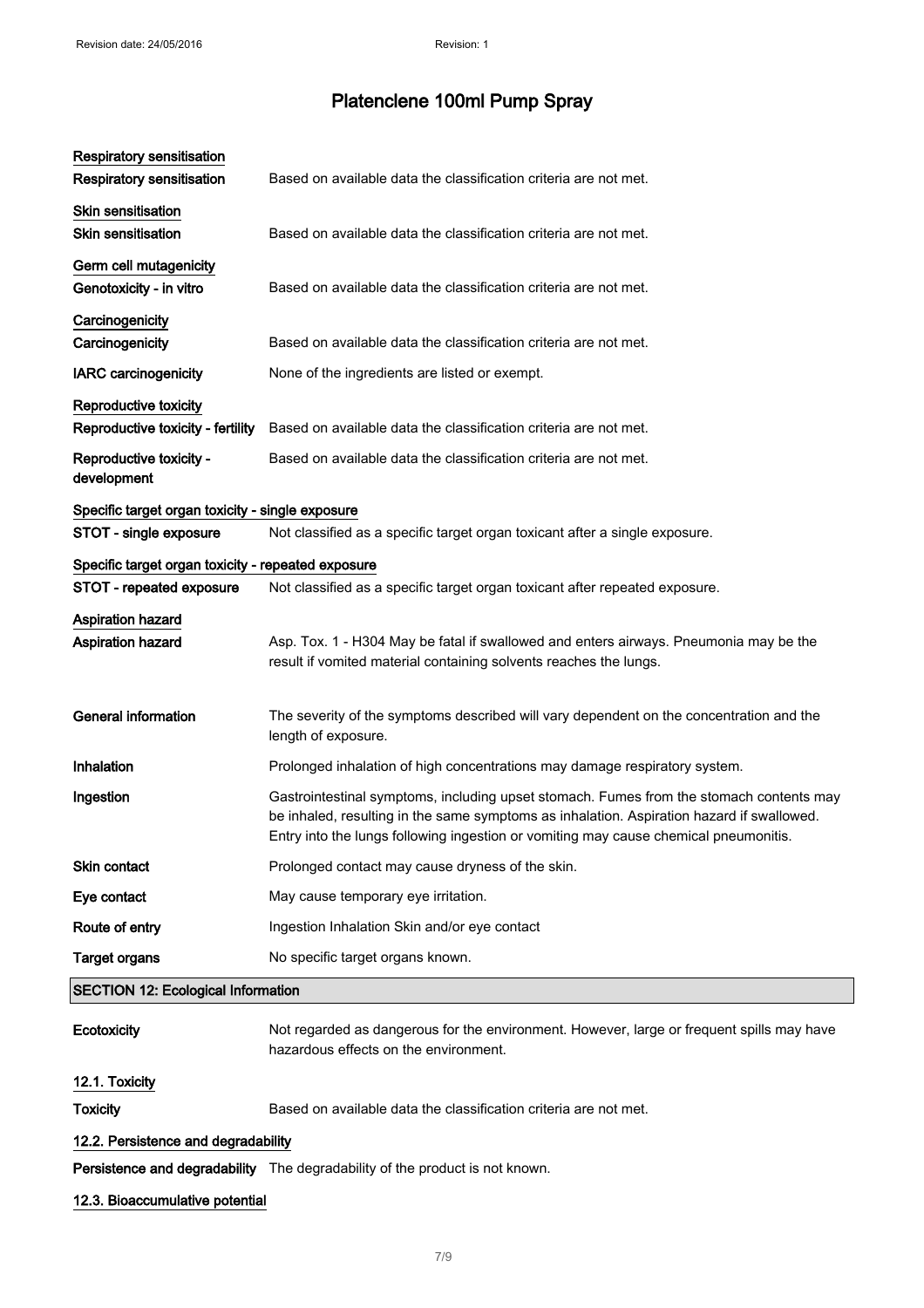# Platenclene 100ml Pump Spray

**Respiratory sensitisation**

**Respiratory sensitisation** Based on available data the classification criteria are not met.

**Skin sensitisation**

**Skin sensitisation** Based on available data the classification criteria are not met.

**Germ cell mutagenicity**

**Genotoxicity - in vitro** Based on available data the classification criteria are not met.

**Carcinogenicity**

**Carcinogenicity** Based on available data the classification criteria are not met.

**IARC carcinogenicity** None of the ingredients are listed or exempt.

**Reproductive toxicity**

**Reproductive toxicity - fertility** Based on available data the classification criteria are not met.

**Reproductive toxicity - development** Based on available data the classification criteria are not met.

**Specific target organ toxicity - single exposure**

**STOT - single exposure** Not classified as a specific target organ toxicant after a single exposure.

**Specific target organ toxicity - repeated exposure**

**STOT - repeated exposure** Not classified as a specific target organ toxicant after repeated exposure.

**Aspiration hazard**

**Aspiration hazard** Asp. Tox. 1 - H304 May be fatal if swallowed and enters airways. Pneumonia may be the result if vomited material containing solvents reaches the lungs.

**General information** The severity of the symptoms described will vary dependent on the concentration and the length of exposure.

**Inhalation** Prolonged inhalation of high concentrations may damage respiratory system.

**Ingestion** Gastrointestinal symptoms, including upset stomach. Fumes from the stomach contents may be inhaled, resulting in the same symptoms as inhalation. Aspiration hazard if swallowed. Entry into the lungs following ingestion or vomiting may cause chemical pneumonitis.

**Skin contact** Prolonged contact may cause dryness of the skin.

**Eye contact** May cause temporary eye irritation.

**Route of entry** Ingestion Inhalation Skin and/or eye contact

**Target organs** No specific target organs known.

## SECTION 12: Ecological Information

**Ecotoxicity** Not regarded as dangerous for the environment. However, large or frequent spills may have hazardous effects on the environment.

**12.1. Toxicity**

**Toxicity** Based on available data the classification criteria are not met.

**12.2. Persistence and degradability**

**Persistence and degradability** The degradability of the product is not known.

**12.3. Bioaccumulative potential**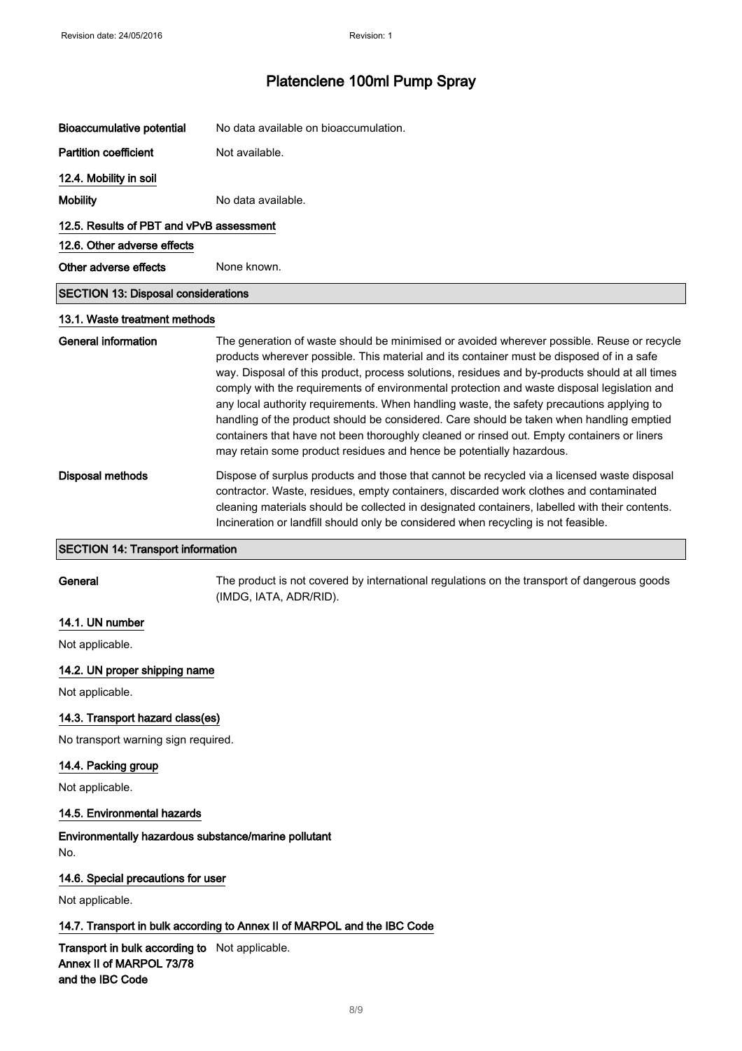| | |
|---|---|
| **Bioaccumulative potential** | No data available on bioaccumulation. |
| **Partition coefficient** | Not available. |

### 12.4. Mobility in soil

| | |
|---|---|
| **Mobility** | No data available. |

### 12.5. Results of PBT and vPvB assessment

### 12.6. Other adverse effects

| | |
|---|---|
| **Other adverse effects** | None known. |

## SECTION 13: Disposal considerations

### 13.1. Waste treatment methods

| | |
|---|---|
| **General information** | The generation of waste should be minimised or avoided wherever possible. Reuse or recycle products wherever possible. This material and its container must be disposed of in a safe way. Disposal of this product, process solutions, residues and by-products should at all times comply with the requirements of environmental protection and waste disposal legislation and any local authority requirements. When handling waste, the safety precautions applying to handling of the product should be considered. Care should be taken when handling emptied containers that have not been thoroughly cleaned or rinsed out. Empty containers or liners may retain some product residues and hence be potentially hazardous. |
| **Disposal methods** | Dispose of surplus products and those that cannot be recycled via a licensed waste disposal contractor. Waste, residues, empty containers, discarded work clothes and contaminated cleaning materials should be collected in designated containers, labelled with their contents. Incineration or landfill should only be considered when recycling is not feasible. |

## SECTION 14: Transport information

| | |
|---|---|
| **General** | The product is not covered by international regulations on the transport of dangerous goods (IMDG, IATA, ADR/RID). |

### 14.1. UN number

Not applicable.

### 14.2. UN proper shipping name

Not applicable.

### 14.3. Transport hazard class(es)

No transport warning sign required.

### 14.4. Packing group

Not applicable.

### 14.5. Environmental hazards

**Environmentally hazardous substance/marine pollutant**

No.

### 14.6. Special precautions for user

Not applicable.

### 14.7. Transport in bulk according to Annex II of MARPOL and the IBC Code

| | |
|---|---|
| **Transport in bulk according to Annex II of MARPOL 73/78 and the IBC Code** | Not applicable. |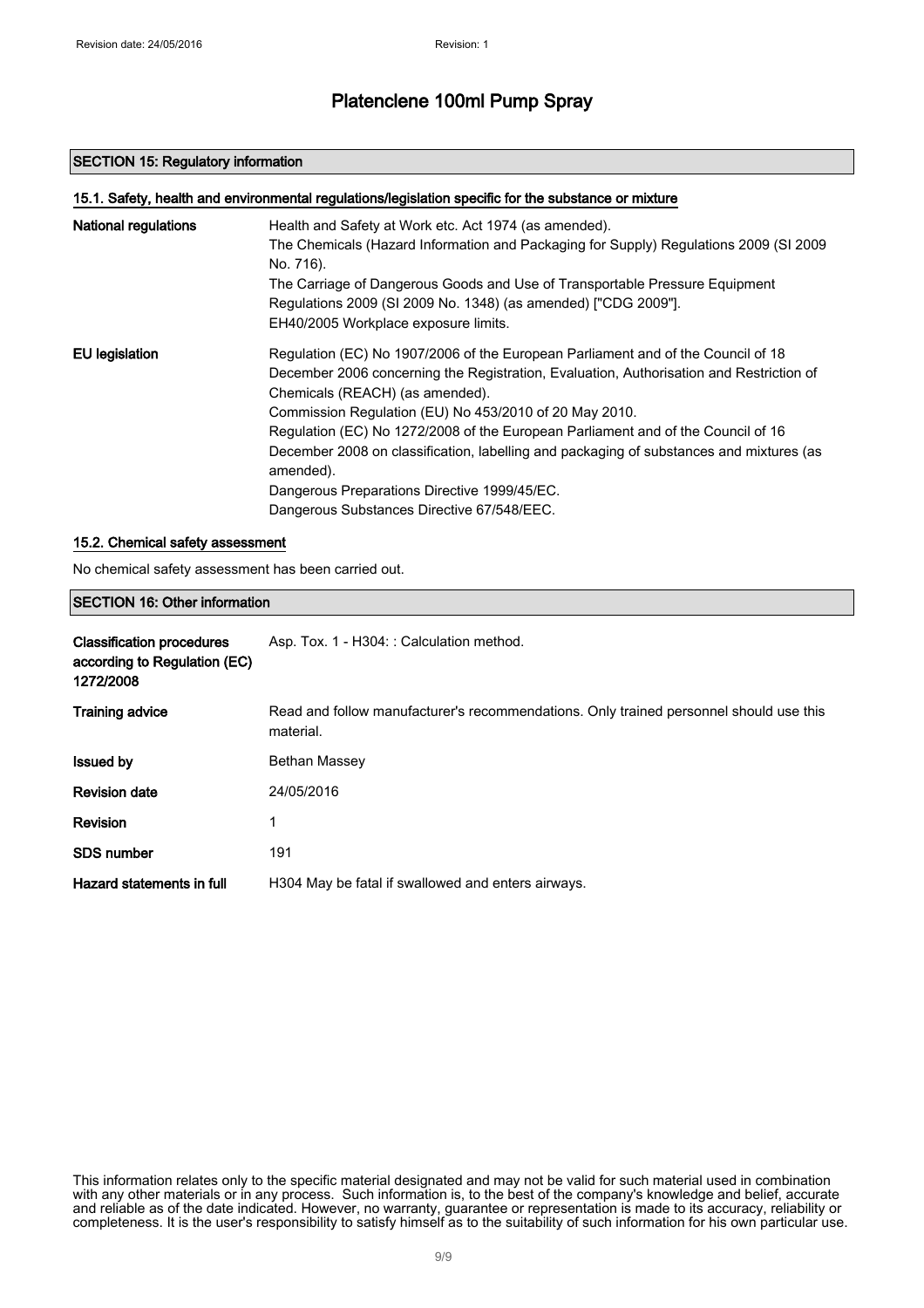# Platenclene 100ml Pump Spray

## SECTION 15: Regulatory information

### 15.1. Safety, health and environmental regulations/legislation specific for the substance or mixture

**National regulations**

Health and Safety at Work etc. Act 1974 (as amended).
The Chemicals (Hazard Information and Packaging for Supply) Regulations 2009 (SI 2009 No. 716).
The Carriage of Dangerous Goods and Use of Transportable Pressure Equipment Regulations 2009 (SI 2009 No. 1348) (as amended) ["CDG 2009"].
EH40/2005 Workplace exposure limits.

**EU legislation**

Regulation (EC) No 1907/2006 of the European Parliament and of the Council of 18 December 2006 concerning the Registration, Evaluation, Authorisation and Restriction of Chemicals (REACH) (as amended).
Commission Regulation (EU) No 453/2010 of 20 May 2010.
Regulation (EC) No 1272/2008 of the European Parliament and of the Council of 16 December 2008 on classification, labelling and packaging of substances and mixtures (as amended).
Dangerous Preparations Directive 1999/45/EC.
Dangerous Substances Directive 67/548/EEC.

### 15.2. Chemical safety assessment

No chemical safety assessment has been carried out.

## SECTION 16: Other information

**Classification procedures according to Regulation (EC) 1272/2008**

Asp. Tox. 1 - H304: : Calculation method.

**Training advice**

Read and follow manufacturer's recommendations. Only trained personnel should use this material.

**Issued by**

Bethan Massey

**Revision date**

24/05/2016

**Revision**

1

**SDS number**

191

**Hazard statements in full**

H304 May be fatal if swallowed and enters airways.

This information relates only to the specific material designated and may not be valid for such material used in combination with any other materials or in any process. Such information is, to the best of the company's knowledge and belief, accurate and reliable as of the date indicated. However, no warranty, guarantee or representation is made to its accuracy, reliability or completeness. It is the user's responsibility to satisfy himself as to the suitability of such information for his own particular use.